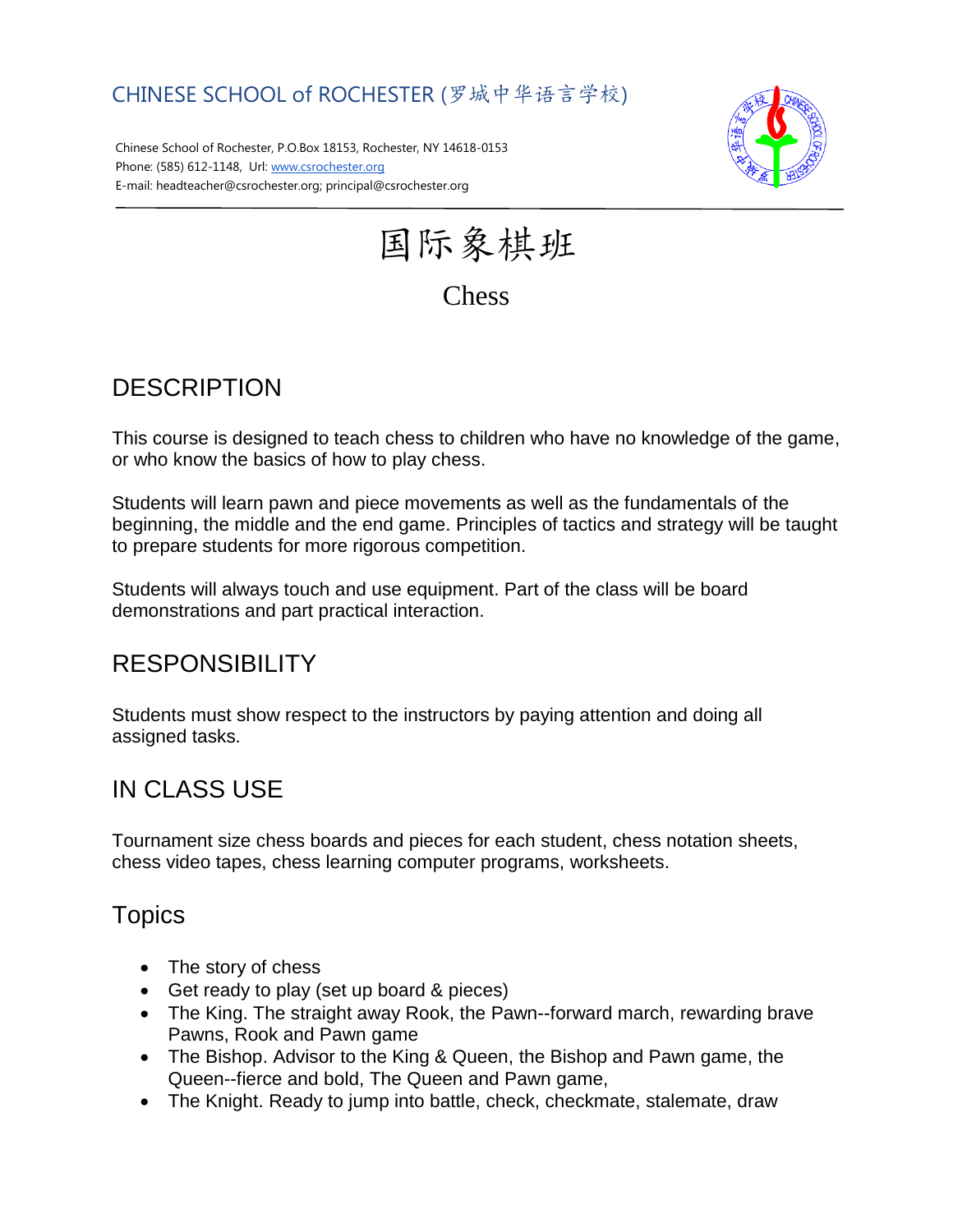CHINESE SCHOOL of ROCHESTER (罗城中华语言学校)

Chinese School of Rochester, P.O.Box 18153, Rochester, NY 14618-0153
Phone: (585) 612-1148, Url: www.csrochester.org
E-mail: headteacher@csrochester.org; principal@csrochester.org

# 国际象棋班

# Chess

## DESCRIPTION

This course is designed to teach chess to children who have no knowledge of the game, or who know the basics of how to play chess.

Students will learn pawn and piece movements as well as the fundamentals of the beginning, the middle and the end game. Principles of tactics and strategy will be taught to prepare students for more rigorous competition.

Students will always touch and use equipment. Part of the class will be board demonstrations and part practical interaction.

## RESPONSIBILITY

Students must show respect to the instructors by paying attention and doing all assigned tasks.

## IN CLASS USE

Tournament size chess boards and pieces for each student, chess notation sheets, chess video tapes, chess learning computer programs, worksheets.

## Topics

- The story of chess
- Get ready to play (set up board & pieces)
- The King. The straight away Rook, the Pawn--forward march, rewarding brave Pawns, Rook and Pawn game
- The Bishop. Advisor to the King & Queen, the Bishop and Pawn game, the Queen--fierce and bold, The Queen and Pawn game,
- The Knight. Ready to jump into battle, check, checkmate, stalemate, draw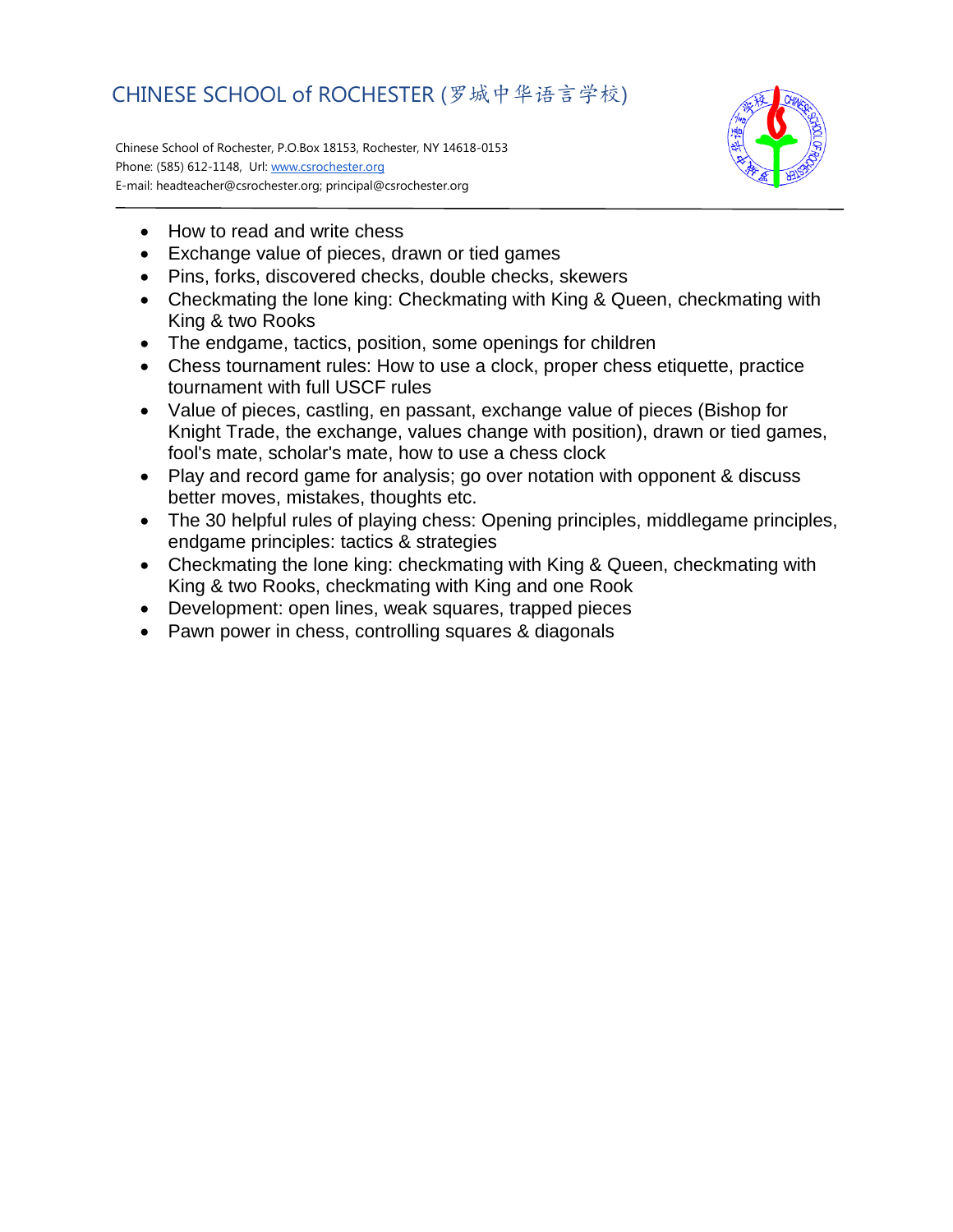# CHINESE SCHOOL of ROCHESTER (罗城中华语言学校)

Chinese School of Rochester, P.O.Box 18153, Rochester, NY 14618-0153
Phone: (585) 612-1148, Url: www.csrochester.org
E-mail: headteacher@csrochester.org; principal@csrochester.org

- How to read and write chess
- Exchange value of pieces, drawn or tied games
- Pins, forks, discovered checks, double checks, skewers
- Checkmating the lone king: Checkmating with King & Queen, checkmating with King & two Rooks
- The endgame, tactics, position, some openings for children
- Chess tournament rules: How to use a clock, proper chess etiquette, practice tournament with full USCF rules
- Value of pieces, castling, en passant, exchange value of pieces (Bishop for Knight Trade, the exchange, values change with position), drawn or tied games, fool's mate, scholar's mate, how to use a chess clock
- Play and record game for analysis; go over notation with opponent & discuss better moves, mistakes, thoughts etc.
- The 30 helpful rules of playing chess: Opening principles, middlegame principles, endgame principles: tactics & strategies
- Checkmating the lone king: checkmating with King & Queen, checkmating with King & two Rooks, checkmating with King and one Rook
- Development: open lines, weak squares, trapped pieces
- Pawn power in chess, controlling squares & diagonals